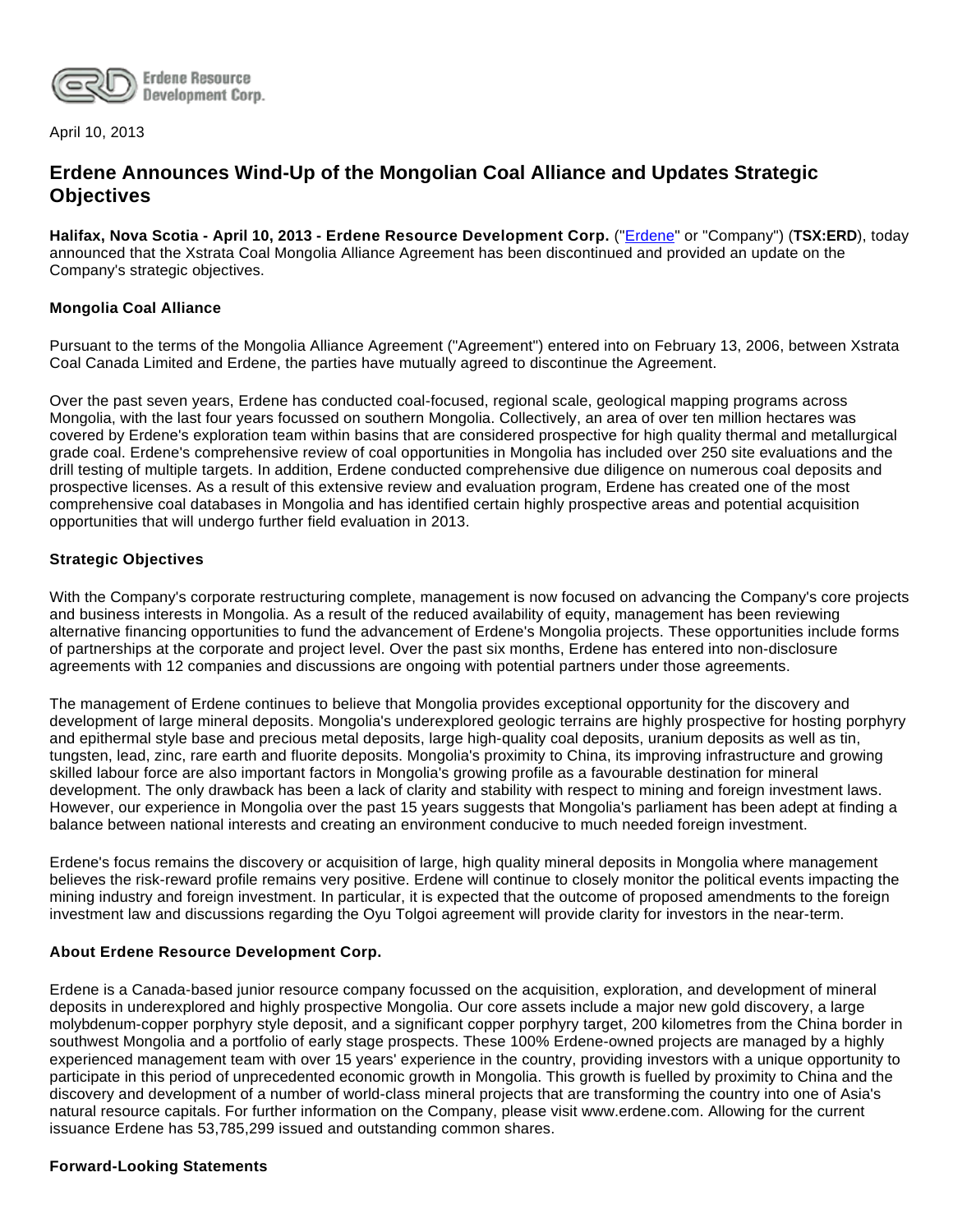April 10, 2013

# Erdene Announces Wind-Up of the Mongolian Coal Alliance and Updates Strategic Objectives

**Halifax, Nova Scotia - April 10, 2013 - Erdene Resource Development Corp.** ("Erdene" or "Company") (**TSX:ERD**), today announced that the Xstrata Coal Mongolia Alliance Agreement has been discontinued and provided an update on the Company's strategic objectives.

**Mongolia Coal Alliance**

Pursuant to the terms of the Mongolia Alliance Agreement ("Agreement") entered into on February 13, 2006, between Xstrata Coal Canada Limited and Erdene, the parties have mutually agreed to discontinue the Agreement.

Over the past seven years, Erdene has conducted coal-focused, regional scale, geological mapping programs across Mongolia, with the last four years focussed on southern Mongolia. Collectively, an area of over ten million hectares was covered by Erdene's exploration team within basins that are considered prospective for high quality thermal and metallurgical grade coal. Erdene's comprehensive review of coal opportunities in Mongolia has included over 250 site evaluations and the drill testing of multiple targets. In addition, Erdene conducted comprehensive due diligence on numerous coal deposits and prospective licenses. As a result of this extensive review and evaluation program, Erdene has created one of the most comprehensive coal databases in Mongolia and has identified certain highly prospective areas and potential acquisition opportunities that will undergo further field evaluation in 2013.

**Strategic Objectives**

With the Company's corporate restructuring complete, management is now focused on advancing the Company's core projects and business interests in Mongolia. As a result of the reduced availability of equity, management has been reviewing alternative financing opportunities to fund the advancement of Erdene's Mongolia projects. These opportunities include forms of partnerships at the corporate and project level. Over the past six months, Erdene has entered into non-disclosure agreements with 12 companies and discussions are ongoing with potential partners under those agreements.

The management of Erdene continues to believe that Mongolia provides exceptional opportunity for the discovery and development of large mineral deposits. Mongolia's underexplored geologic terrains are highly prospective for hosting porphyry and epithermal style base and precious metal deposits, large high-quality coal deposits, uranium deposits as well as tin, tungsten, lead, zinc, rare earth and fluorite deposits. Mongolia's proximity to China, its improving infrastructure and growing skilled labour force are also important factors in Mongolia's growing profile as a favourable destination for mineral development. The only drawback has been a lack of clarity and stability with respect to mining and foreign investment laws. However, our experience in Mongolia over the past 15 years suggests that Mongolia's parliament has been adept at finding a balance between national interests and creating an environment conducive to much needed foreign investment.

Erdene's focus remains the discovery or acquisition of large, high quality mineral deposits in Mongolia where management believes the risk-reward profile remains very positive. Erdene will continue to closely monitor the political events impacting the mining industry and foreign investment. In particular, it is expected that the outcome of proposed amendments to the foreign investment law and discussions regarding the Oyu Tolgoi agreement will provide clarity for investors in the near-term.

**About Erdene Resource Development Corp.**

Erdene is a Canada-based junior resource company focussed on the acquisition, exploration, and development of mineral deposits in underexplored and highly prospective Mongolia. Our core assets include a major new gold discovery, a large molybdenum-copper porphyry style deposit, and a significant copper porphyry target, 200 kilometres from the China border in southwest Mongolia and a portfolio of early stage prospects. These 100% Erdene-owned projects are managed by a highly experienced management team with over 15 years' experience in the country, providing investors with a unique opportunity to participate in this period of unprecedented economic growth in Mongolia. This growth is fuelled by proximity to China and the discovery and development of a number of world-class mineral projects that are transforming the country into one of Asia's natural resource capitals. For further information on the Company, please visit www.erdene.com. Allowing for the current issuance Erdene has 53,785,299 issued and outstanding common shares.

**Forward-Looking Statements**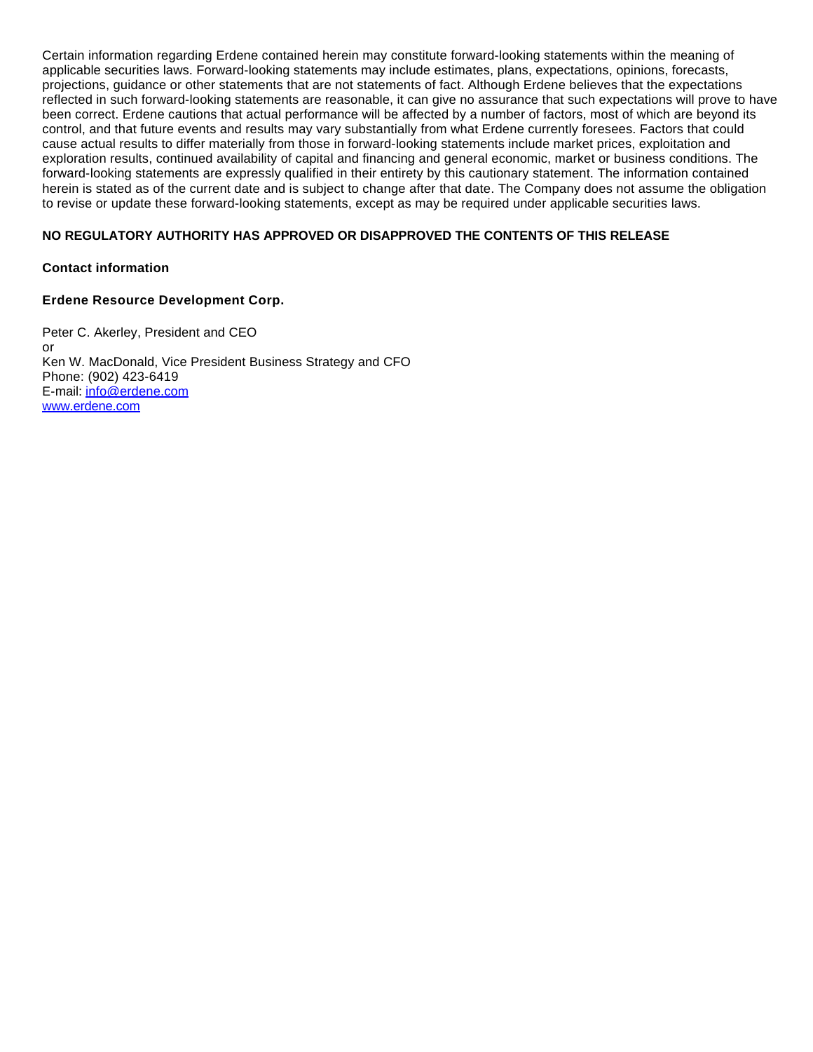Certain information regarding Erdene contained herein may constitute forward-looking statements within the meaning of applicable securities laws. Forward-looking statements may include estimates, plans, expectations, opinions, forecasts, projections, guidance or other statements that are not statements of fact. Although Erdene believes that the expectations reflected in such forward-looking statements are reasonable, it can give no assurance that such expectations will prove to have been correct. Erdene cautions that actual performance will be affected by a number of factors, most of which are beyond its control, and that future events and results may vary substantially from what Erdene currently foresees. Factors that could cause actual results to differ materially from those in forward-looking statements include market prices, exploitation and exploration results, continued availability of capital and financing and general economic, market or business conditions. The forward-looking statements are expressly qualified in their entirety by this cautionary statement. The information contained herein is stated as of the current date and is subject to change after that date. The Company does not assume the obligation to revise or update these forward-looking statements, except as may be required under applicable securities laws.

**NO REGULATORY AUTHORITY HAS APPROVED OR DISAPPROVED THE CONTENTS OF THIS RELEASE**

**Contact information**

**Erdene Resource Development Corp.**

Peter C. Akerley, President and CEO
or
Ken W. MacDonald, Vice President Business Strategy and CFO
Phone: (902) 423-6419
E-mail: info@erdene.com
www.erdene.com